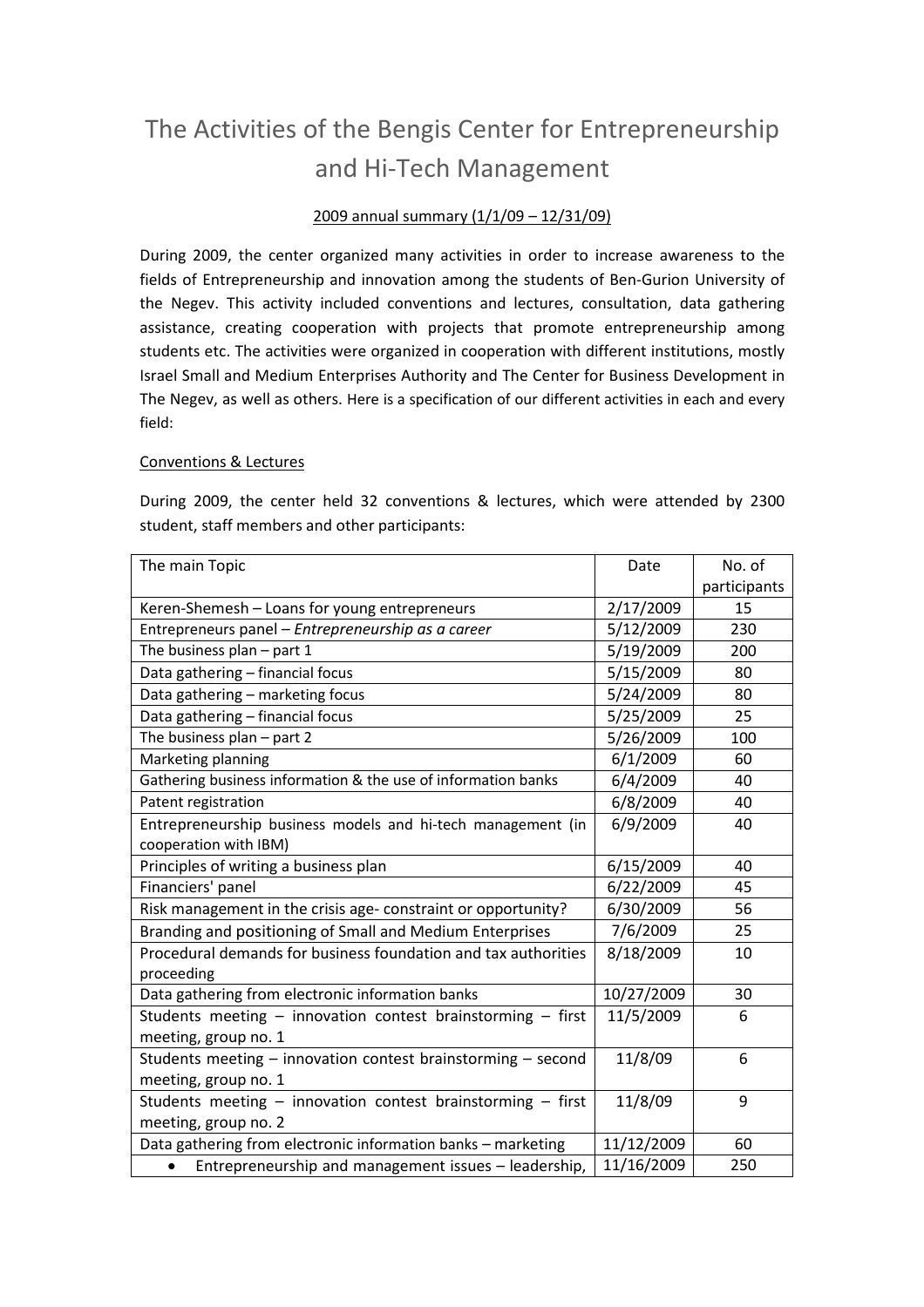# The Activities of the Bengis Center for Entrepreneurship and Hi-Tech Management

2009 annual summary (1/1/09 – 12/31/09)

During 2009, the center organized many activities in order to increase awareness to the fields of Entrepreneurship and innovation among the students of Ben-Gurion University of the Negev. This activity included conventions and lectures, consultation, data gathering assistance, creating cooperation with projects that promote entrepreneurship among students etc. The activities were organized in cooperation with different institutions, mostly Israel Small and Medium Enterprises Authority and The Center for Business Development in The Negev, as well as others. Here is a specification of our different activities in each and every field:

## Conventions & Lectures

During 2009, the center held 32 conventions & lectures, which were attended by 2300 student, staff members and other participants:

| The main Topic | Date | No. of participants |
|---|---|---|
| Keren-Shemesh – Loans for young entrepreneurs | 2/17/2009 | 15 |
| Entrepreneurs panel – *Entrepreneurship as a career* | 5/12/2009 | 230 |
| The business plan – part 1 | 5/19/2009 | 200 |
| Data gathering – financial focus | 5/15/2009 | 80 |
| Data gathering – marketing focus | 5/24/2009 | 80 |
| Data gathering – financial focus | 5/25/2009 | 25 |
| The business plan – part 2 | 5/26/2009 | 100 |
| Marketing planning | 6/1/2009 | 60 |
| Gathering business information & the use of information banks | 6/4/2009 | 40 |
| Patent registration | 6/8/2009 | 40 |
| Entrepreneurship business models and hi-tech management (in cooperation with IBM) | 6/9/2009 | 40 |
| Principles of writing a business plan | 6/15/2009 | 40 |
| Financiers' panel | 6/22/2009 | 45 |
| Risk management in the crisis age- constraint or opportunity? | 6/30/2009 | 56 |
| Branding and positioning of Small and Medium Enterprises | 7/6/2009 | 25 |
| Procedural demands for business foundation and tax authorities proceeding | 8/18/2009 | 10 |
| Data gathering from electronic information banks | 10/27/2009 | 30 |
| Students meeting – innovation contest brainstorming – first meeting, group no. 1 | 11/5/2009 | 6 |
| Students meeting – innovation contest brainstorming – second meeting, group no. 1 | 11/8/09 | 6 |
| Students meeting – innovation contest brainstorming – first meeting, group no. 2 | 11/8/09 | 9 |
| Data gathering from electronic information banks – marketing | 11/12/2009 | 60 |
| • Entrepreneurship and management issues – leadership, | 11/16/2009 | 250 |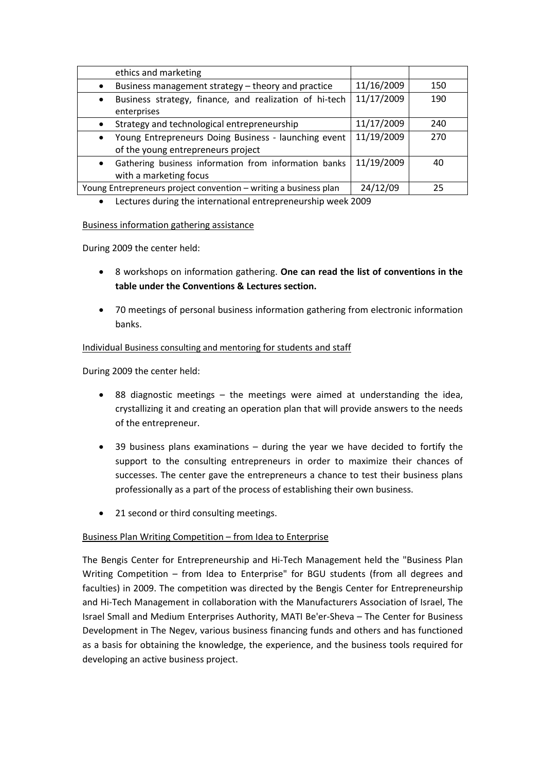| | | |
|---|---|---|
| ethics and marketing | | |
| • Business management strategy – theory and practice | 11/16/2009 | 150 |
| • Business strategy, finance, and realization of hi-tech enterprises | 11/17/2009 | 190 |
| • Strategy and technological entrepreneurship | 11/17/2009 | 240 |
| • Young Entrepreneurs Doing Business - launching event of the young entrepreneurs project | 11/19/2009 | 270 |
| • Gathering business information from information banks with a marketing focus | 11/19/2009 | 40 |
| Young Entrepreneurs project convention – writing a business plan | 24/12/09 | 25 |

- Lectures during the international entrepreneurship week 2009

Business information gathering assistance

During 2009 the center held:

- 8 workshops on information gathering. **One can read the list of conventions in the table under the Conventions & Lectures section.**
- 70 meetings of personal business information gathering from electronic information banks.

Individual Business consulting and mentoring for students and staff

During 2009 the center held:

- 88 diagnostic meetings – the meetings were aimed at understanding the idea, crystallizing it and creating an operation plan that will provide answers to the needs of the entrepreneur.
- 39 business plans examinations – during the year we have decided to fortify the support to the consulting entrepreneurs in order to maximize their chances of successes. The center gave the entrepreneurs a chance to test their business plans professionally as a part of the process of establishing their own business.
- 21 second or third consulting meetings.

Business Plan Writing Competition – from Idea to Enterprise

The Bengis Center for Entrepreneurship and Hi-Tech Management held the "Business Plan Writing Competition – from Idea to Enterprise" for BGU students (from all degrees and faculties) in 2009. The competition was directed by the Bengis Center for Entrepreneurship and Hi-Tech Management in collaboration with the Manufacturers Association of Israel, The Israel Small and Medium Enterprises Authority, MATI Be'er-Sheva – The Center for Business Development in The Negev, various business financing funds and others and has functioned as a basis for obtaining the knowledge, the experience, and the business tools required for developing an active business project.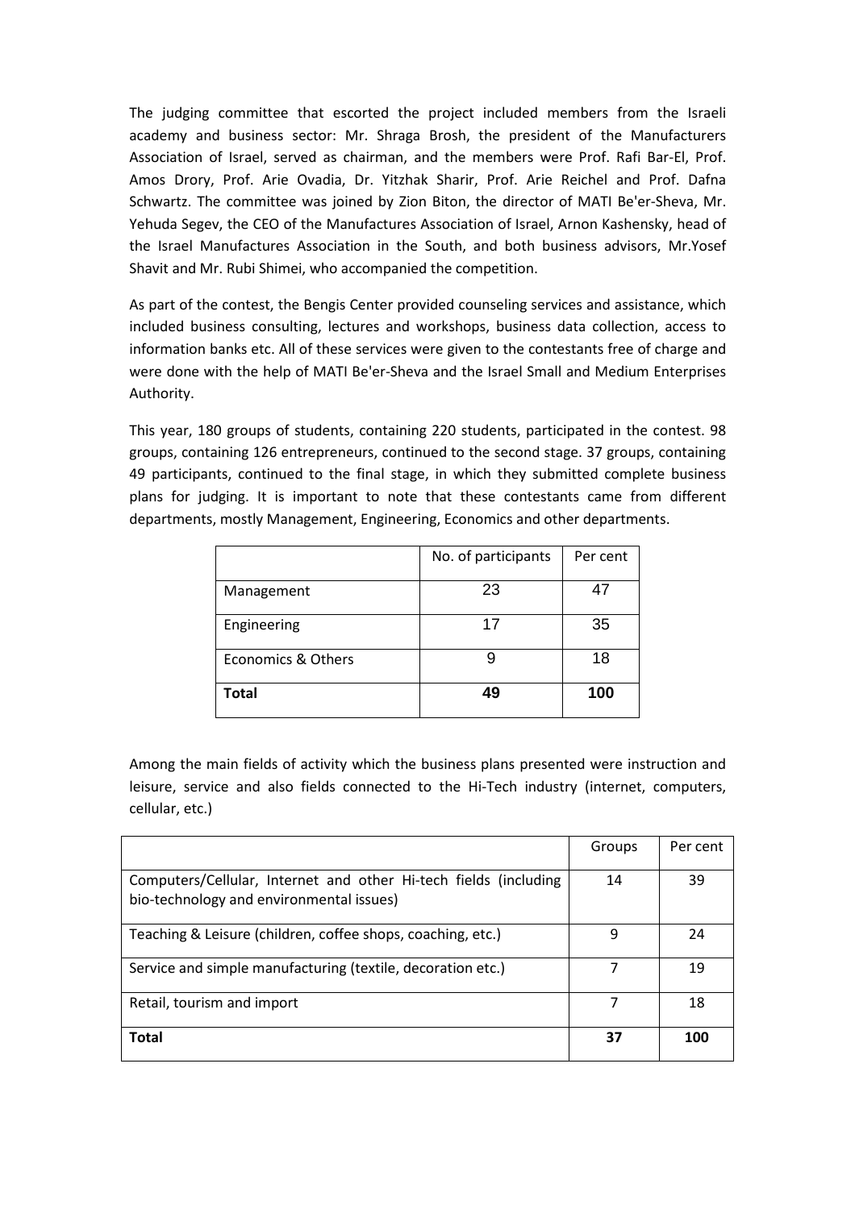The judging committee that escorted the project included members from the Israeli academy and business sector: Mr. Shraga Brosh, the president of the Manufacturers Association of Israel, served as chairman, and the members were Prof. Rafi Bar-El, Prof. Amos Drory, Prof. Arie Ovadia, Dr. Yitzhak Sharir, Prof. Arie Reichel and Prof. Dafna Schwartz. The committee was joined by Zion Biton, the director of MATI Be'er-Sheva, Mr. Yehuda Segev, the CEO of the Manufactures Association of Israel, Arnon Kashensky, head of the Israel Manufactures Association in the South, and both business advisors, Mr.Yosef Shavit and Mr. Rubi Shimei, who accompanied the competition.

As part of the contest, the Bengis Center provided counseling services and assistance, which included business consulting, lectures and workshops, business data collection, access to information banks etc. All of these services were given to the contestants free of charge and were done with the help of MATI Be'er-Sheva and the Israel Small and Medium Enterprises Authority.

This year, 180 groups of students, containing 220 students, participated in the contest. 98 groups, containing 126 entrepreneurs, continued to the second stage. 37 groups, containing 49 participants, continued to the final stage, in which they submitted complete business plans for judging. It is important to note that these contestants came from different departments, mostly Management, Engineering, Economics and other departments.

| | No. of participants | Per cent |
|---|---|---|
| Management | 23 | 47 |
| Engineering | 17 | 35 |
| Economics & Others | 9 | 18 |
| **Total** | **49** | **100** |

Among the main fields of activity which the business plans presented were instruction and leisure, service and also fields connected to the Hi-Tech industry (internet, computers, cellular, etc.)

| | Groups | Per cent |
|---|---|---|
| Computers/Cellular, Internet and other Hi-tech fields (including bio-technology and environmental issues) | 14 | 39 |
| Teaching & Leisure (children, coffee shops, coaching, etc.) | 9 | 24 |
| Service and simple manufacturing (textile, decoration etc.) | 7 | 19 |
| Retail, tourism and import | 7 | 18 |
| **Total** | **37** | **100** |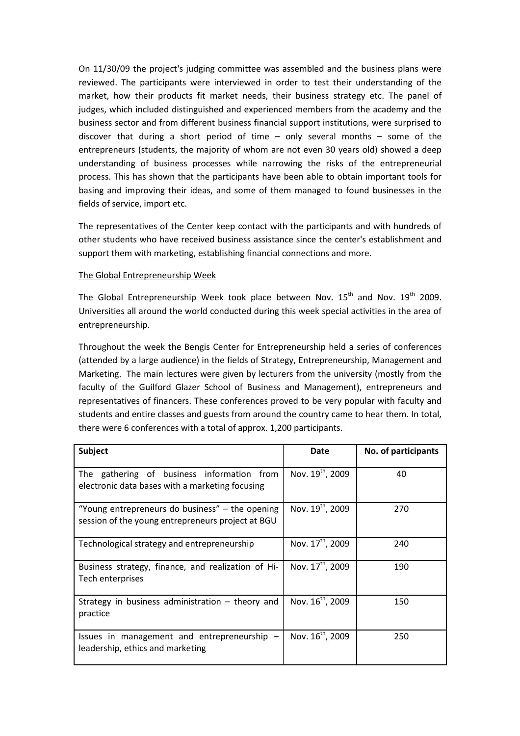On 11/30/09 the project's judging committee was assembled and the business plans were reviewed. The participants were interviewed in order to test their understanding of the market, how their products fit market needs, their business strategy etc. The panel of judges, which included distinguished and experienced members from the academy and the business sector and from different business financial support institutions, were surprised to discover that during a short period of time – only several months – some of the entrepreneurs (students, the majority of whom are not even 30 years old) showed a deep understanding of business processes while narrowing the risks of the entrepreneurial process. This has shown that the participants have been able to obtain important tools for basing and improving their ideas, and some of them managed to found businesses in the fields of service, import etc.

The representatives of the Center keep contact with the participants and with hundreds of other students who have received business assistance since the center's establishment and support them with marketing, establishing financial connections and more.

The Global Entrepreneurship Week

The Global Entrepreneurship Week took place between Nov. 15th and Nov. 19th 2009. Universities all around the world conducted during this week special activities in the area of entrepreneurship.

Throughout the week the Bengis Center for Entrepreneurship held a series of conferences (attended by a large audience) in the fields of Strategy, Entrepreneurship, Management and Marketing. The main lectures were given by lecturers from the university (mostly from the faculty of the Guilford Glazer School of Business and Management), entrepreneurs and representatives of financers. These conferences proved to be very popular with faculty and students and entire classes and guests from around the country came to hear them. In total, there were 6 conferences with a total of approx. 1,200 participants.

| Subject | Date | No. of participants |
|---|---|---|
| The gathering of business information from electronic data bases with a marketing focusing | Nov. 19th, 2009 | 40 |
| "Young entrepreneurs do business" – the opening session of the young entrepreneurs project at BGU | Nov. 19th, 2009 | 270 |
| Technological strategy and entrepreneurship | Nov. 17th, 2009 | 240 |
| Business strategy, finance, and realization of Hi-Tech enterprises | Nov. 17th, 2009 | 190 |
| Strategy in business administration – theory and practice | Nov. 16th, 2009 | 150 |
| Issues in management and entrepreneurship – leadership, ethics and marketing | Nov. 16th, 2009 | 250 |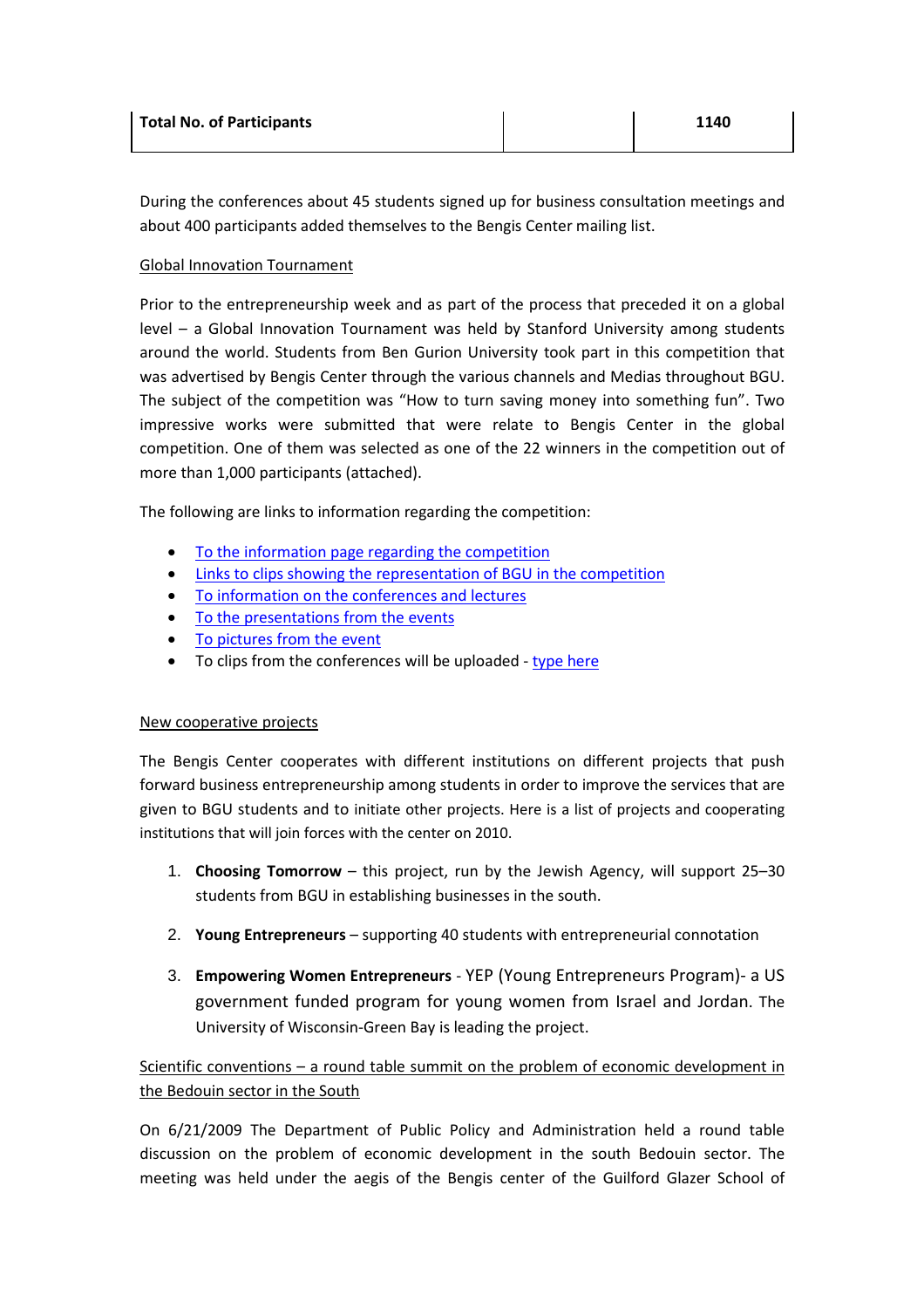| Total No. of Participants | | 1140 |
|---|---|---|

During the conferences about 45 students signed up for business consultation meetings and about 400 participants added themselves to the Bengis Center mailing list.

Global Innovation Tournament

Prior to the entrepreneurship week and as part of the process that preceded it on a global level – a Global Innovation Tournament was held by Stanford University among students around the world. Students from Ben Gurion University took part in this competition that was advertised by Bengis Center through the various channels and Medias throughout BGU. The subject of the competition was "How to turn saving money into something fun". Two impressive works were submitted that were relate to Bengis Center in the global competition. One of them was selected as one of the 22 winners in the competition out of more than 1,000 participants (attached).

The following are links to information regarding the competition:

- To the information page regarding the competition
- Links to clips showing the representation of BGU in the competition
- To information on the conferences and lectures
- To the presentations from the events
- To pictures from the event
- To clips from the conferences will be uploaded - type here

New cooperative projects

The Bengis Center cooperates with different institutions on different projects that push forward business entrepreneurship among students in order to improve the services that are given to BGU students and to initiate other projects. Here is a list of projects and cooperating institutions that will join forces with the center on 2010.

1. **Choosing Tomorrow** – this project, run by the Jewish Agency, will support 25–30 students from BGU in establishing businesses in the south.
2. **Young Entrepreneurs** – supporting 40 students with entrepreneurial connotation
3. **Empowering Women Entrepreneurs** - YEP (Young Entrepreneurs Program)- a US government funded program for young women from Israel and Jordan. The University of Wisconsin-Green Bay is leading the project.

Scientific conventions – a round table summit on the problem of economic development in the Bedouin sector in the South

On 6/21/2009 The Department of Public Policy and Administration held a round table discussion on the problem of economic development in the south Bedouin sector. The meeting was held under the aegis of the Bengis center of the Guilford Glazer School of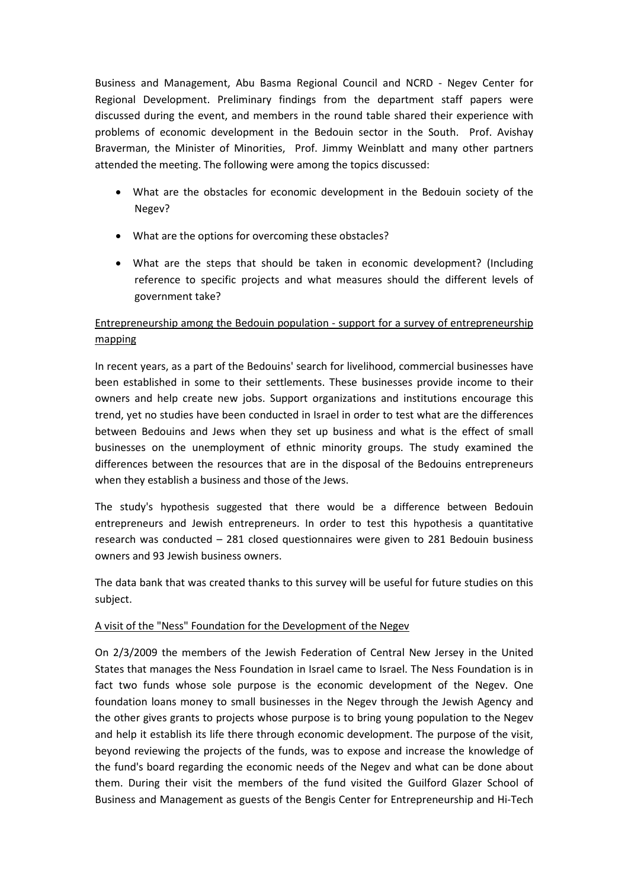Business and Management, Abu Basma Regional Council and NCRD - Negev Center for Regional Development. Preliminary findings from the department staff papers were discussed during the event, and members in the round table shared their experience with problems of economic development in the Bedouin sector in the South. Prof. Avishay Braverman, the Minister of Minorities, Prof. Jimmy Weinblatt and many other partners attended the meeting. The following were among the topics discussed:

- What are the obstacles for economic development in the Bedouin society of the Negev?
- What are the options for overcoming these obstacles?
- What are the steps that should be taken in economic development? (Including reference to specific projects and what measures should the different levels of government take?

<u>Entrepreneurship among the Bedouin population - support for a survey of entrepreneurship mapping</u>

In recent years, as a part of the Bedouins' search for livelihood, commercial businesses have been established in some to their settlements. These businesses provide income to their owners and help create new jobs. Support organizations and institutions encourage this trend, yet no studies have been conducted in Israel in order to test what are the differences between Bedouins and Jews when they set up business and what is the effect of small businesses on the unemployment of ethnic minority groups. The study examined the differences between the resources that are in the disposal of the Bedouins entrepreneurs when they establish a business and those of the Jews.

The study's hypothesis suggested that there would be a difference between Bedouin entrepreneurs and Jewish entrepreneurs. In order to test this hypothesis a quantitative research was conducted – 281 closed questionnaires were given to 281 Bedouin business owners and 93 Jewish business owners.

The data bank that was created thanks to this survey will be useful for future studies on this subject.

<u>A visit of the "Ness" Foundation for the Development of the Negev</u>

On 2/3/2009 the members of the Jewish Federation of Central New Jersey in the United States that manages the Ness Foundation in Israel came to Israel. The Ness Foundation is in fact two funds whose sole purpose is the economic development of the Negev. One foundation loans money to small businesses in the Negev through the Jewish Agency and the other gives grants to projects whose purpose is to bring young population to the Negev and help it establish its life there through economic development. The purpose of the visit, beyond reviewing the projects of the funds, was to expose and increase the knowledge of the fund's board regarding the economic needs of the Negev and what can be done about them. During their visit the members of the fund visited the Guilford Glazer School of Business and Management as guests of the Bengis Center for Entrepreneurship and Hi-Tech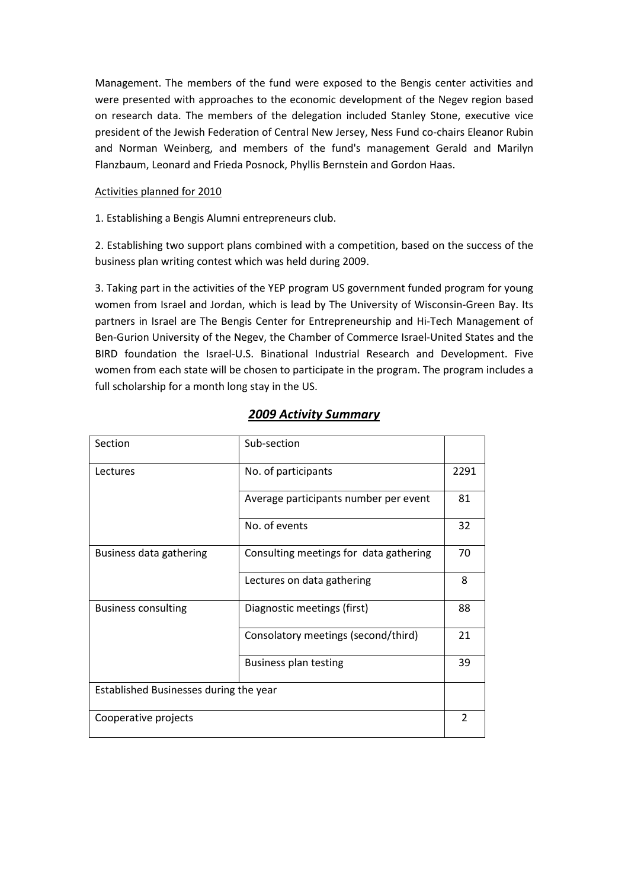Management. The members of the fund were exposed to the Bengis center activities and were presented with approaches to the economic development of the Negev region based on research data. The members of the delegation included Stanley Stone, executive vice president of the Jewish Federation of Central New Jersey, Ness Fund co-chairs Eleanor Rubin and Norman Weinberg, and members of the fund's management Gerald and Marilyn Flanzbaum, Leonard and Frieda Posnock, Phyllis Bernstein and Gordon Haas.

Activities planned for 2010

1. Establishing a Bengis Alumni entrepreneurs club.

2. Establishing two support plans combined with a competition, based on the success of the business plan writing contest which was held during 2009.

3. Taking part in the activities of the YEP program US government funded program for young women from Israel and Jordan, which is lead by The University of Wisconsin-Green Bay. Its partners in Israel are The Bengis Center for Entrepreneurship and Hi-Tech Management of Ben-Gurion University of the Negev, the Chamber of Commerce Israel-United States and the BIRD foundation the Israel-U.S. Binational Industrial Research and Development. Five women from each state will be chosen to participate in the program. The program includes a full scholarship for a month long stay in the US.

## ***2009 Activity Summary***

| Section | Sub-section | |
|---|---|---|
| Lectures | No. of participants | 2291 |
| | Average participants number per event | 81 |
| | No. of events | 32 |
| Business data gathering | Consulting meetings for data gathering | 70 |
| | Lectures on data gathering | 8 |
| Business consulting | Diagnostic meetings (first) | 88 |
| | Consolatory meetings (second/third) | 21 |
| | Business plan testing | 39 |
| Established Businesses during the year | | |
| Cooperative projects | | 2 |